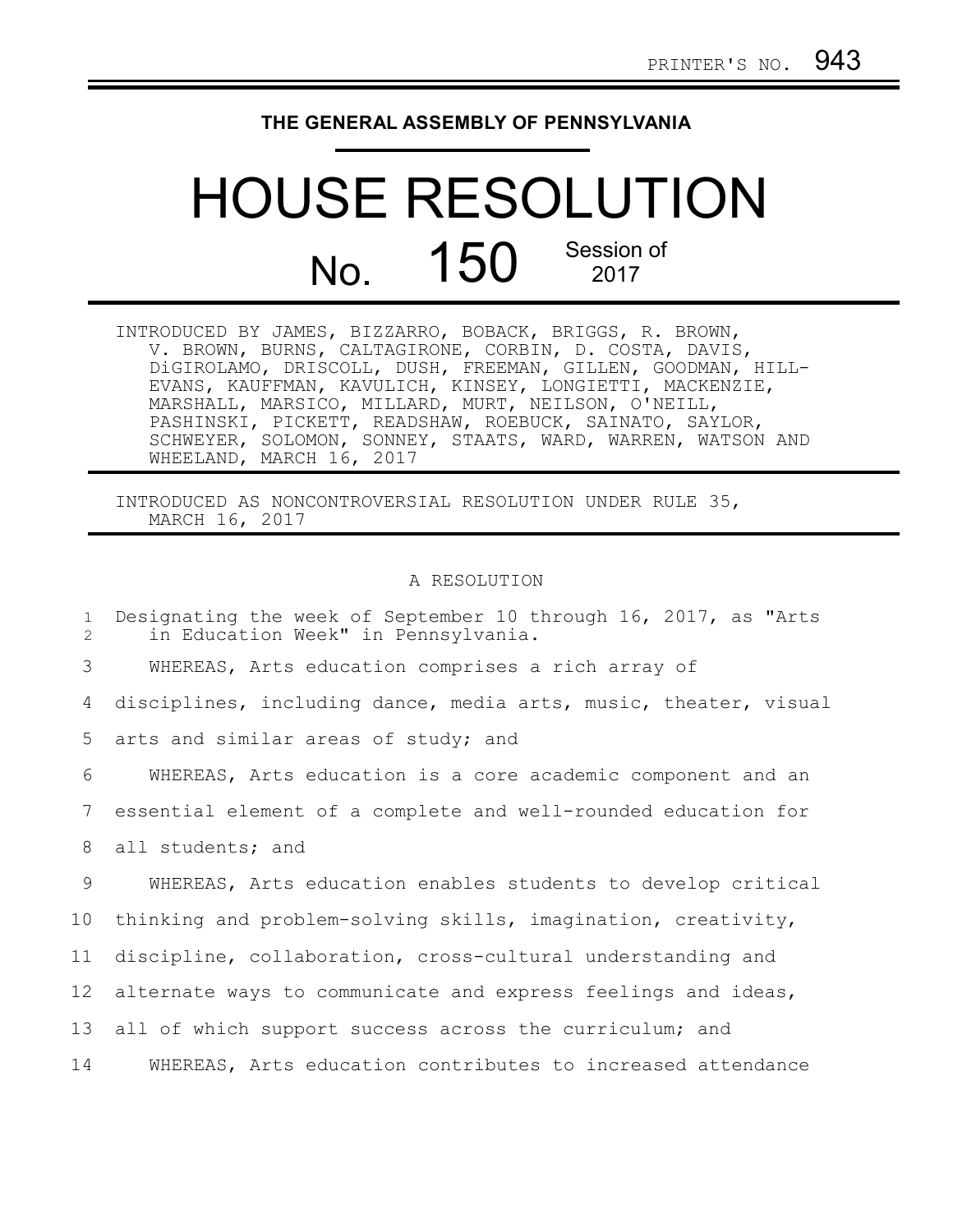PRINTER'S NO. 943

**THE GENERAL ASSEMBLY OF PENNSYLVANIA**

# HOUSE RESOLUTION

## No. 150 Session of 2017

INTRODUCED BY JAMES, BIZZARRO, BOBACK, BRIGGS, R. BROWN, V. BROWN, BURNS, CALTAGIRONE, CORBIN, D. COSTA, DAVIS, DiGIROLAMO, DRISCOLL, DUSH, FREEMAN, GILLEN, GOODMAN, HILL-EVANS, KAUFFMAN, KAVULICH, KINSEY, LONGIETTI, MACKENZIE, MARSHALL, MARSICO, MILLARD, MURT, NEILSON, O'NEILL, PASHINSKI, PICKETT, READSHAW, ROEBUCK, SAINATO, SAYLOR, SCHWEYER, SOLOMON, SONNEY, STAATS, WARD, WARREN, WATSON AND WHEELAND, MARCH 16, 2017

INTRODUCED AS NONCONTROVERSIAL RESOLUTION UNDER RULE 35, MARCH 16, 2017

A RESOLUTION

Designating the week of September 10 through 16, 2017, as "Arts in Education Week" in Pennsylvania.

WHEREAS, Arts education comprises a rich array of disciplines, including dance, media arts, music, theater, visual arts and similar areas of study; and

WHEREAS, Arts education is a core academic component and an essential element of a complete and well-rounded education for all students; and

WHEREAS, Arts education enables students to develop critical thinking and problem-solving skills, imagination, creativity, discipline, collaboration, cross-cultural understanding and alternate ways to communicate and express feelings and ideas, all of which support success across the curriculum; and

WHEREAS, Arts education contributes to increased attendance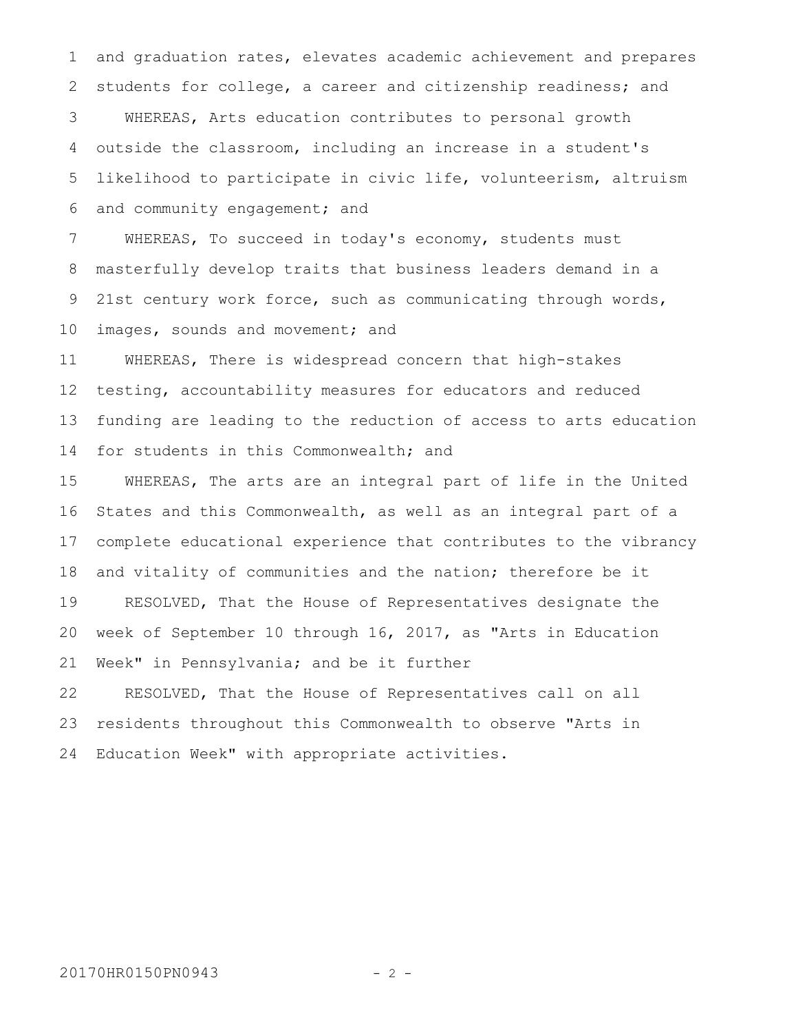and graduation rates, elevates academic achievement and prepares students for college, a career and citizenship readiness; and

WHEREAS, Arts education contributes to personal growth outside the classroom, including an increase in a student's likelihood to participate in civic life, volunteerism, altruism and community engagement; and

WHEREAS, To succeed in today's economy, students must masterfully develop traits that business leaders demand in a 21st century work force, such as communicating through words, images, sounds and movement; and

WHEREAS, There is widespread concern that high-stakes testing, accountability measures for educators and reduced funding are leading to the reduction of access to arts education for students in this Commonwealth; and

WHEREAS, The arts are an integral part of life in the United States and this Commonwealth, as well as an integral part of a complete educational experience that contributes to the vibrancy and vitality of communities and the nation; therefore be it

RESOLVED, That the House of Representatives designate the week of September 10 through 16, 2017, as "Arts in Education Week" in Pennsylvania; and be it further

RESOLVED, That the House of Representatives call on all residents throughout this Commonwealth to observe "Arts in Education Week" with appropriate activities.